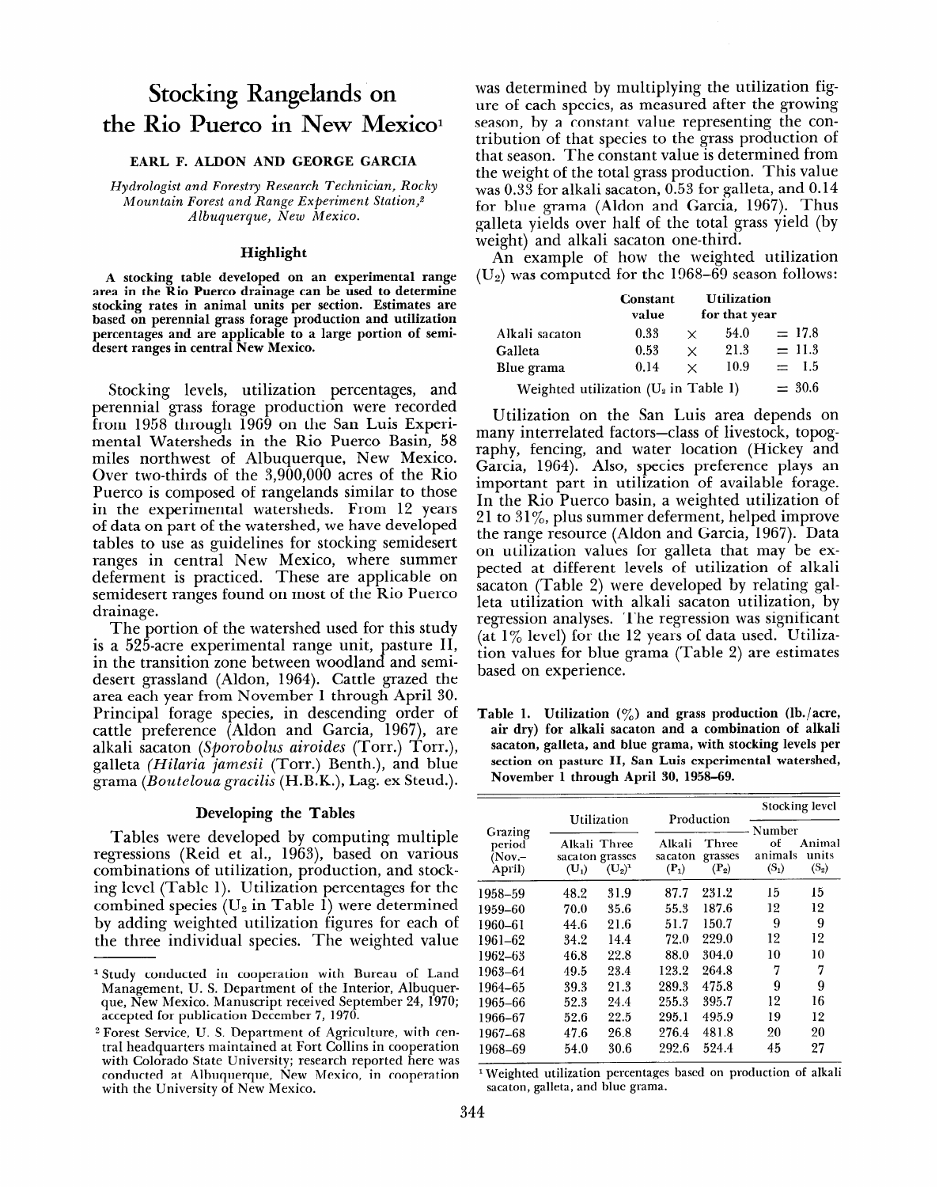# Stocking Rangelands on the Rio Puerco in New Mexico[1]

**EARL F. ALDON AND GEORGE GARCIA**

*Hydrologist and Forestry Research Technician, Rocky Mountain Forest and Range Experiment Station,[2] Albuquerque, New Mexico.*

### Highlight

**A stocking table developed on an experimental range area in the Rio Puerco drainage can be used to determine stocking rates in animal units per section. Estimates are based on perennial grass forage production and utilization percentages and are applicable to a large portion of semidesert ranges in central New Mexico.**

Stocking levels, utilization percentages, and perennial grass forage production were recorded from 1958 through 1969 on the San Luis Experimental Watersheds in the Rio Puerco Basin, 58 miles northwest of Albuquerque, New Mexico. Over two-thirds of the 3,900,000 acres of the Rio Puerco is composed of rangelands similar to those in the experimental watersheds. From 12 years of data on part of the watershed, we have developed tables to use as guidelines for stocking semidesert ranges in central New Mexico, where summer deferment is practiced. These are applicable on semidesert ranges found on most of the Rio Puerco drainage.

The portion of the watershed used for this study is a 525-acre experimental range unit, pasture II, in the transition zone between woodland and semidesert grassland (Aldon, 1964). Cattle grazed the area each year from November 1 through April 30. Principal forage species, in descending order of cattle preference (Aldon and Garcia, 1967), are alkali sacaton (*Sporobolus airoides* (Torr.) Torr.), galleta (*Hilaria jamesii* (Torr.) Benth.), and blue grama (*Bouteloua gracilis* (H.B.K.), Lag. ex Steud.).

### Developing the Tables

Tables were developed by computing multiple regressions (Reid et al., 1963), based on various combinations of utilization, production, and stocking level (Table 1). Utilization percentages for the combined species ($U_2$ in Table 1) were determined by adding weighted utilization figures for each of the three individual species. The weighted value was determined by multiplying the utilization figure of each species, as measured after the growing season, by a constant value representing the contribution of that species to the grass production of that season. The constant value is determined from the weight of the total grass production. This value was 0.33 for alkali sacaton, 0.53 for galleta, and 0.14 for blue grama (Aldon and Garcia, 1967). Thus galleta yields over half of the total grass yield (by weight) and alkali sacaton one-third.

An example of how the weighted utilization ($U_2$) was computed for the 1968–69 season follows:

| | Constant value | | Utilization for that year | |
|---|---|---|---|---|
| Alkali sacaton | 0.33 | × | 54.0 | = 17.8 |
| Galleta | 0.53 | × | 21.3 | = 11.3 |
| Blue grama | 0.14 | × | 10.9 | = 1.5 |
| Weighted utilization ($U_2$ in Table 1) | | | | = 30.6 |

Utilization on the San Luis area depends on many interrelated factors—class of livestock, topography, fencing, and water location (Hickey and Garcia, 1964). Also, species preference plays an important part in utilization of available forage. In the Rio Puerco basin, a weighted utilization of 21 to 31%, plus summer deferment, helped improve the range resource (Aldon and Garcia, 1967). Data on utilization values for galleta that may be expected at different levels of utilization of alkali sacaton (Table 2) were developed by relating galleta utilization with alkali sacaton utilization, by regression analyses. The regression was significant (at 1% level) for the 12 years of data used. Utilization values for blue grama (Table 2) are estimates based on experience.

**Table 1. Utilization (%) and grass production (lb./acre, air dry) for alkali sacaton and a combination of alkali sacaton, galleta, and blue grama, with stocking levels per section on pasture II, San Luis experimental watershed, November 1 through April 30, 1958–69.**

| Grazing period (Nov.–April) | Utilization: Alkali sacaton ($U_1$) | Utilization: Three grasses ($U_2$)[1] | Production: Alkali sacaton ($P_1$) | Production: Three grasses ($P_2$) | Stocking level: Number of animals ($S_1$) | Stocking level: Animal units ($S_2$) |
|---|---|---|---|---|---|---|
| 1958–59 | 48.2 | 31.9 | 87.7 | 231.2 | 15 | 15 |
| 1959–60 | 70.0 | 35.6 | 55.3 | 187.6 | 12 | 12 |
| 1960–61 | 44.6 | 21.6 | 51.7 | 150.7 | 9 | 9 |
| 1961–62 | 34.2 | 14.4 | 72.0 | 229.0 | 12 | 12 |
| 1962–63 | 46.8 | 22.8 | 88.0 | 304.0 | 10 | 10 |
| 1963–64 | 49.5 | 23.4 | 123.2 | 264.8 | 7 | 7 |
| 1964–65 | 39.3 | 21.3 | 289.3 | 475.8 | 9 | 9 |
| 1965–66 | 52.3 | 24.4 | 255.3 | 395.7 | 12 | 16 |
| 1966–67 | 52.6 | 22.5 | 295.1 | 495.9 | 19 | 12 |
| 1967–68 | 47.6 | 26.8 | 276.4 | 481.8 | 20 | 20 |
| 1968–69 | 54.0 | 30.6 | 292.6 | 524.4 | 45 | 27 |

[1] Weighted utilization percentages based on production of alkali sacaton, galleta, and blue grama.

---

[1] Study conducted in cooperation with Bureau of Land Management, U. S. Department of the Interior, Albuquerque, New Mexico. Manuscript received September 24, 1970; accepted for publication December 7, 1970.

[2] Forest Service, U. S. Department of Agriculture, with central headquarters maintained at Fort Collins in cooperation with Colorado State University; research reported here was conducted at Albuquerque, New Mexico, in cooperation with the University of New Mexico.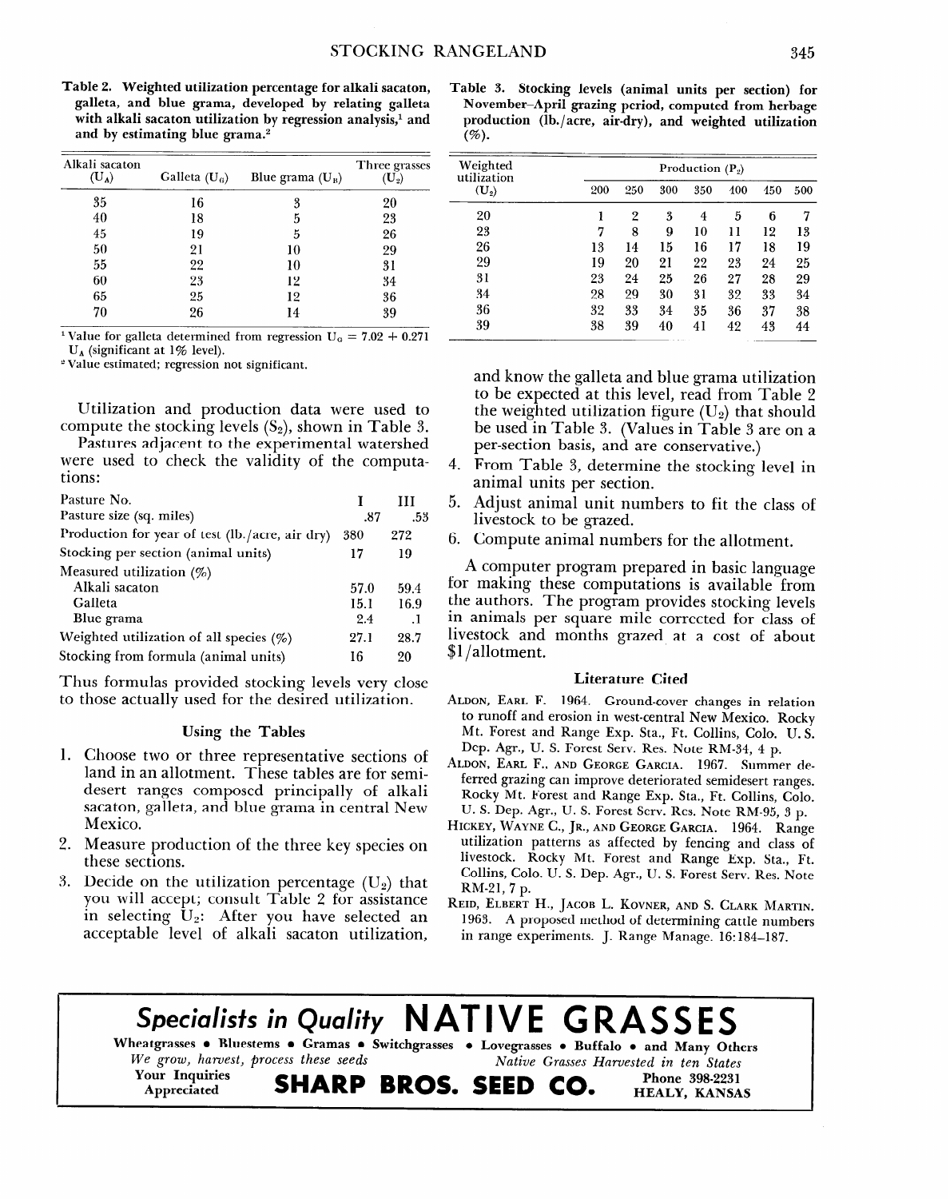Table 2. Weighted utilization percentage for alkali sacaton, galleta, and blue grama, developed by relating galleta with alkali sacaton utilization by regression analysis,[1] and and by estimating blue grama.[2]

| Alkali sacaton ($U_A$) | Galleta ($U_G$) | Blue grama ($U_B$) | Three grasses ($U_2$) |
|---|---|---|---|
| 35 | 16 | 3 | 20 |
| 40 | 18 | 5 | 23 |
| 45 | 19 | 5 | 26 |
| 50 | 21 | 10 | 29 |
| 55 | 22 | 10 | 31 |
| 60 | 23 | 12 | 34 |
| 65 | 25 | 12 | 36 |
| 70 | 26 | 14 | 39 |

[1] Value for galleta determined from regression $U_G = 7.02 + 0.271 U_A$ (significant at 1% level).
[2] Value estimated; regression not significant.

Utilization and production data were used to compute the stocking levels ($S_2$), shown in Table 3.

Pastures adjacent to the experimental watershed were used to check the validity of the computations:

| Pasture No. | I | III |
|---|---|---|
| Pasture size (sq. miles) | .87 | .53 |
| Production for year of test (lb./acre, air dry) | 380 | 272 |
| Stocking per section (animal units) | 17 | 19 |
| Measured utilization (%) | | |
| Alkali sacaton | 57.0 | 59.4 |
| Galleta | 15.1 | 16.9 |
| Blue grama | 2.4 | .1 |
| Weighted utilization of all species (%) | 27.1 | 28.7 |
| Stocking from formula (animal units) | 16 | 20 |

Thus formulas provided stocking levels very close to those actually used for the desired utilization.

## Using the Tables

1. Choose two or three representative sections of land in an allotment. These tables are for semidesert ranges composed principally of alkali sacaton, galleta, and blue grama in central New Mexico.
2. Measure production of the three key species on these sections.
3. Decide on the utilization percentage ($U_2$) that you will accept; consult Table 2 for assistance in selecting $U_2$: After you have selected an acceptable level of alkali sacaton utilization, and know the galleta and blue grama utilization to be expected at this level, read from Table 2 the weighted utilization figure ($U_2$) that should be used in Table 3. (Values in Table 3 are on a per-section basis, and are conservative.)
4. From Table 3, determine the stocking level in animal units per section.
5. Adjust animal unit numbers to fit the class of livestock to be grazed.
6. Compute animal numbers for the allotment.

Table 3. Stocking levels (animal units per section) for November–April grazing period, computed from herbage production (lb./acre, air-dry), and weighted utilization (%).

| Weighted utilization ($U_2$) | Production ($P_2$) | | | | | | |
|---|---|---|---|---|---|---|---|
| | 200 | 250 | 300 | 350 | 400 | 450 | 500 |
| 20 | 1 | 2 | 3 | 4 | 5 | 6 | 7 |
| 23 | 7 | 8 | 9 | 10 | 11 | 12 | 13 |
| 26 | 13 | 14 | 15 | 16 | 17 | 18 | 19 |
| 29 | 19 | 20 | 21 | 22 | 23 | 24 | 25 |
| 31 | 23 | 24 | 25 | 26 | 27 | 28 | 29 |
| 34 | 28 | 29 | 30 | 31 | 32 | 33 | 34 |
| 36 | 32 | 33 | 34 | 35 | 36 | 37 | 38 |
| 39 | 38 | 39 | 40 | 41 | 42 | 43 | 44 |

A computer program prepared in basic language for making these computations is available from the authors. The program provides stocking levels in animals per square mile corrected for class of livestock and months grazed at a cost of about $1/allotment.

## Literature Cited

Aldon, Earl F. 1964. Ground-cover changes in relation to runoff and erosion in west-central New Mexico. Rocky Mt. Forest and Range Exp. Sta., Ft. Collins, Colo. U. S. Dep. Agr., U. S. Forest Serv. Res. Note RM-34, 4 p.

Aldon, Earl F., and George Garcia. 1967. Summer deferred grazing can improve deteriorated semidesert ranges. Rocky Mt. Forest and Range Exp. Sta., Ft. Collins, Colo. U. S. Dep. Agr., U. S. Forest Serv. Res. Note RM-95, 3 p.

Hickey, Wayne C., Jr., and George Garcia. 1964. Range utilization patterns as affected by fencing and class of livestock. Rocky Mt. Forest and Range Exp. Sta., Ft. Collins, Colo. U. S. Dep. Agr., U. S. Forest Serv. Res. Note RM-21, 7 p.

Reid, Elbert H., Jacob L. Kovner, and S. Clark Martin. 1963. A proposed method of determining cattle numbers in range experiments. J. Range Manage. 16:184–187.

---

**Specialists in Quality NATIVE GRASSES**

**Wheatgrasses • Bluestems • Gramas • Switchgrasses • Lovegrasses • Buffalo • and Many Others**

*We grow, harvest, process these seeds* — *Native Grasses Harvested in ten States*

Your Inquiries Appreciated — **SHARP BROS. SEED CO.** — Phone 398-2231 HEALY, KANSAS